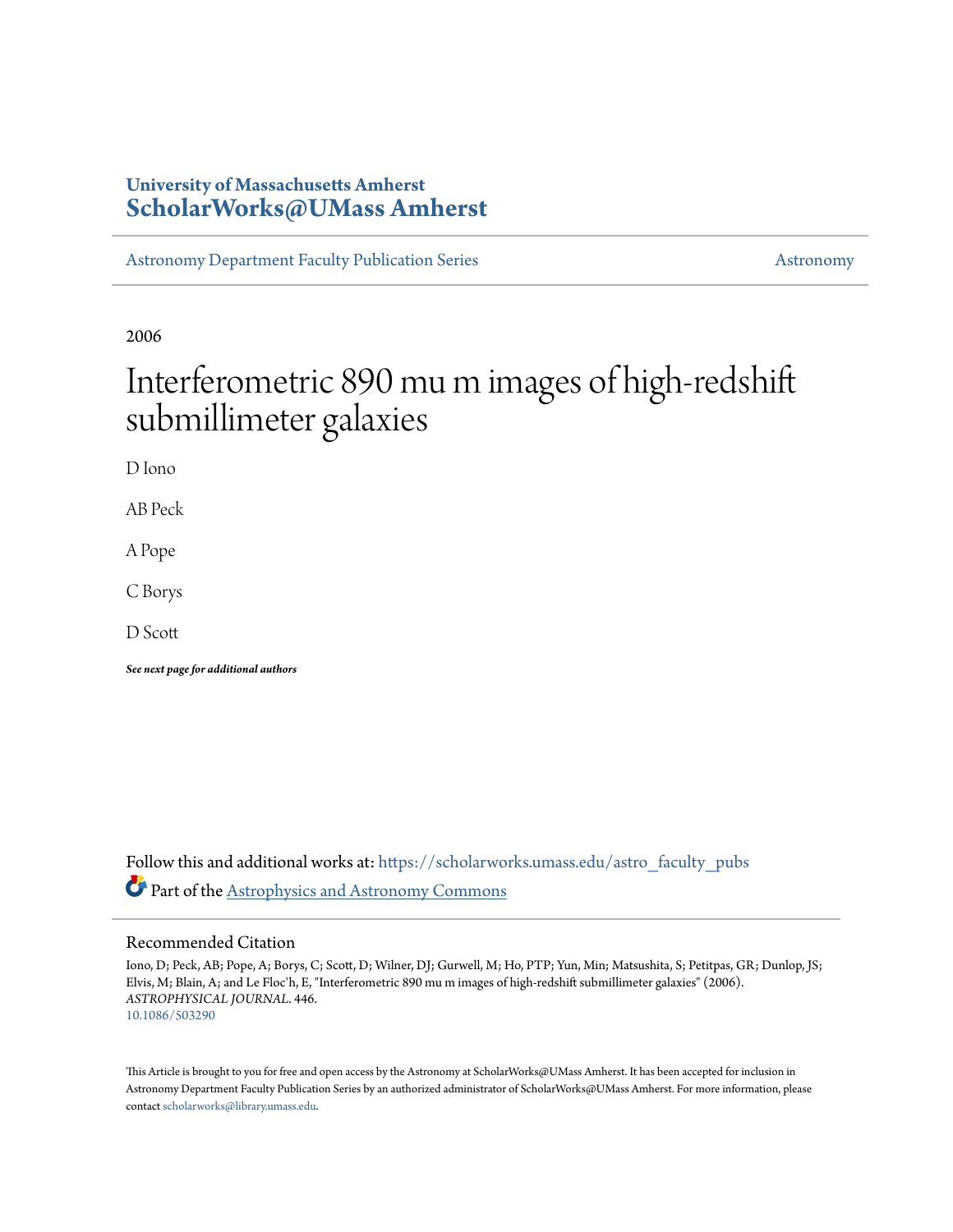University of Massachusetts Amherst
**ScholarWorks@UMass Amherst**

Astronomy Department Faculty Publication Series | Astronomy

2006

# Interferometric 890 mu m images of high-redshift submillimeter galaxies

D Iono

AB Peck

A Pope

C Borys

D Scott

***See next page for additional authors***

Follow this and additional works at: https://scholarworks.umass.edu/astro_faculty_pubs

Part of the Astrophysics and Astronomy Commons

## Recommended Citation

Iono, D; Peck, AB; Pope, A; Borys, C; Scott, D; Wilner, DJ; Gurwell, M; Ho, PTP; Yun, Min; Matsushita, S; Petitpas, GR; Dunlop, JS; Elvis, M; Blain, A; and Le Floc'h, E, "Interferometric 890 mu m images of high-redshift submillimeter galaxies" (2006). *ASTROPHYSICAL JOURNAL*. 446.
10.1086/503290

This Article is brought to you for free and open access by the Astronomy at ScholarWorks@UMass Amherst. It has been accepted for inclusion in Astronomy Department Faculty Publication Series by an authorized administrator of ScholarWorks@UMass Amherst. For more information, please contact scholarworks@library.umass.edu.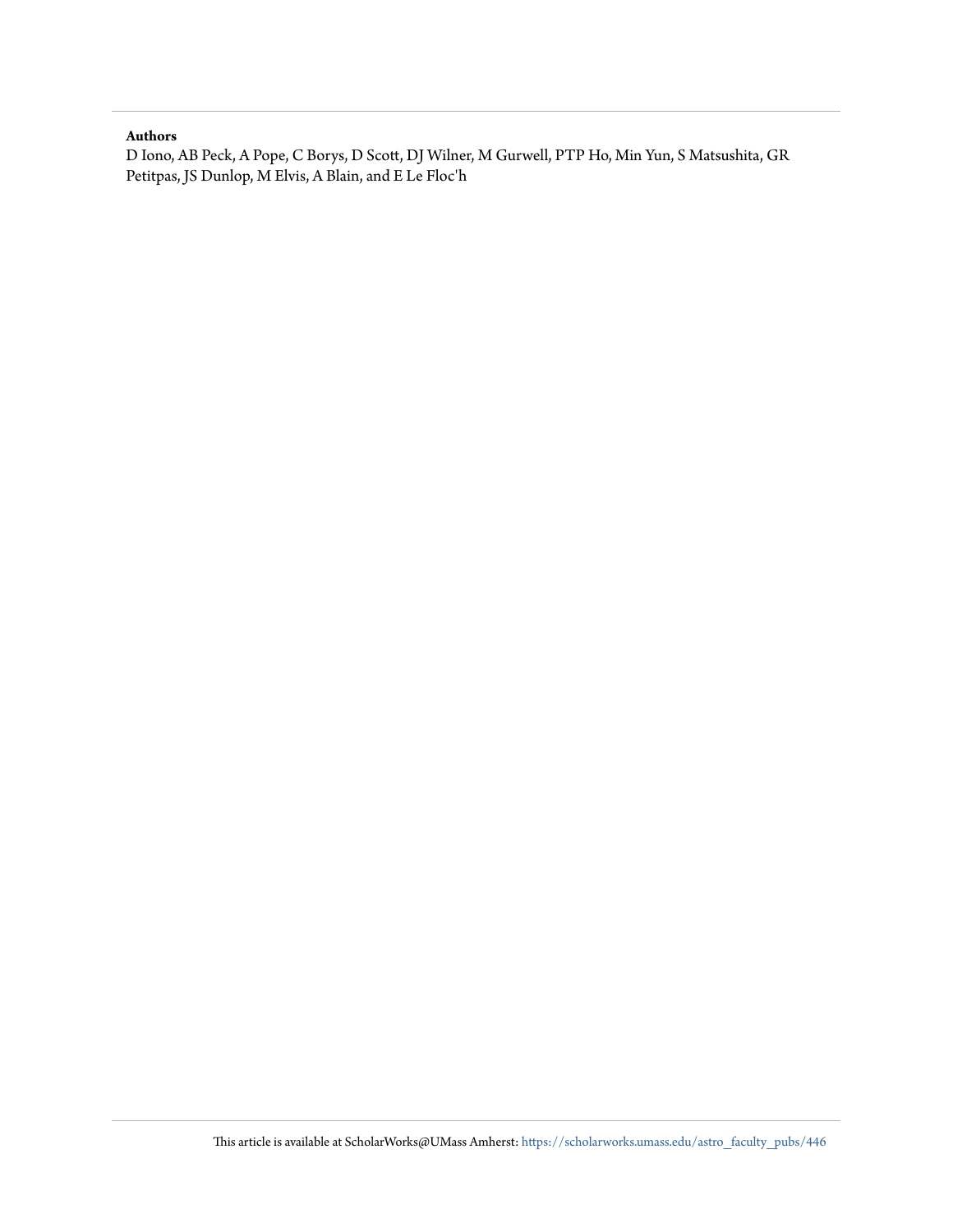**Authors**

D Iono, AB Peck, A Pope, C Borys, D Scott, DJ Wilner, M Gurwell, PTP Ho, Min Yun, S Matsushita, GR Petitpas, JS Dunlop, M Elvis, A Blain, and E Le Floc'h

This article is available at ScholarWorks@UMass Amherst: https://scholarworks.umass.edu/astro_faculty_pubs/446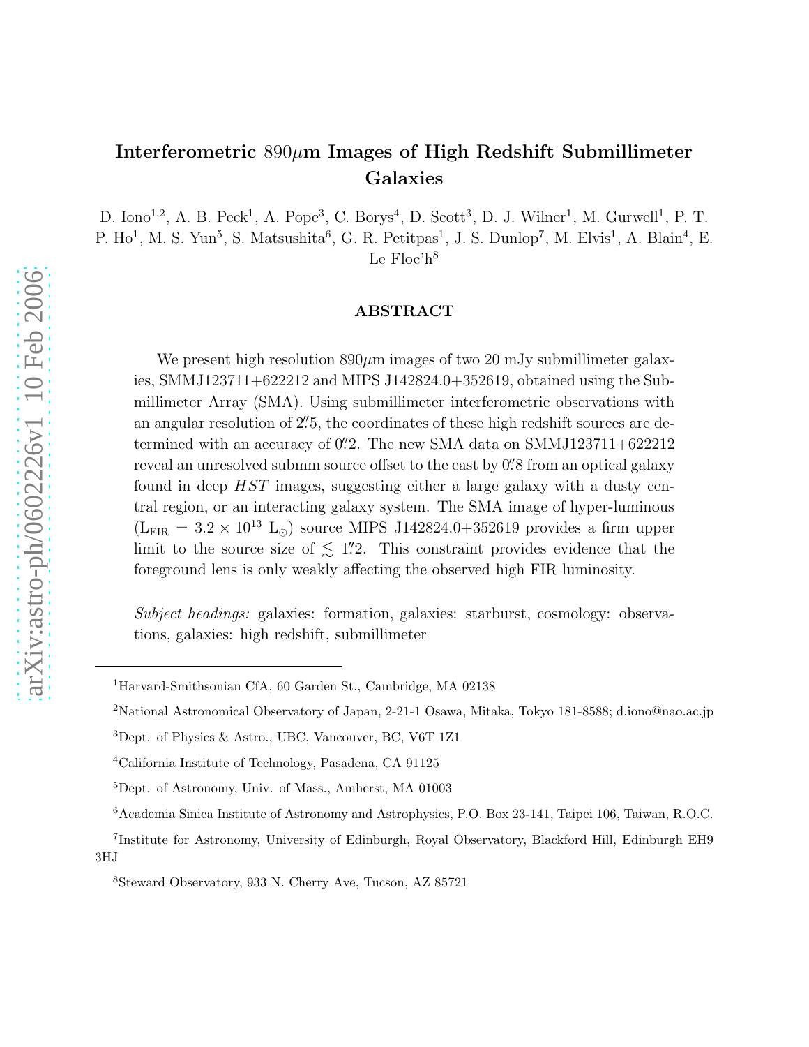# Interferometric 890$\mu$m Images of High Redshift Submillimeter Galaxies

D. Iono[1,2], A. B. Peck[1], A. Pope[3], C. Borys[4], D. Scott[3], D. J. Wilner[1], M. Gurwell[1], P. T. P. Ho[1], M. S. Yun[5], S. Matsushita[6], G. R. Petitpas[1], J. S. Dunlop[7], M. Elvis[1], A. Blain[4], E. Le Floc'h[8]

## ABSTRACT

We present high resolution 890$\mu$m images of two 20 mJy submillimeter galaxies, SMMJ123711+622212 and MIPS J142824.0+352619, obtained using the Submillimeter Array (SMA). Using submillimeter interferometric observations with an angular resolution of 2.″5, the coordinates of these high redshift sources are determined with an accuracy of 0.″2. The new SMA data on SMMJ123711+622212 reveal an unresolved submm source offset to the east by 0.″8 from an optical galaxy found in deep *HST* images, suggesting either a large galaxy with a dusty central region, or an interacting galaxy system. The SMA image of hyper-luminous ($L_{FIR} = 3.2 \times 10^{13}$ $L_{\odot}$) source MIPS J142824.0+352619 provides a firm upper limit to the source size of $\lesssim$ 1.″2. This constraint provides evidence that the foreground lens is only weakly affecting the observed high FIR luminosity.

*Subject headings:* galaxies: formation, galaxies: starburst, cosmology: observations, galaxies: high redshift, submillimeter

[1]Harvard-Smithsonian CfA, 60 Garden St., Cambridge, MA 02138

[2]National Astronomical Observatory of Japan, 2-21-1 Osawa, Mitaka, Tokyo 181-8588; d.iono@nao.ac.jp

[3]Dept. of Physics & Astro., UBC, Vancouver, BC, V6T 1Z1

[4]California Institute of Technology, Pasadena, CA 91125

[5]Dept. of Astronomy, Univ. of Mass., Amherst, MA 01003

[6]Academia Sinica Institute of Astronomy and Astrophysics, P.O. Box 23-141, Taipei 106, Taiwan, R.O.C.

[7]Institute for Astronomy, University of Edinburgh, Royal Observatory, Blackford Hill, Edinburgh EH9 3HJ

[8]Steward Observatory, 933 N. Cherry Ave, Tucson, AZ 85721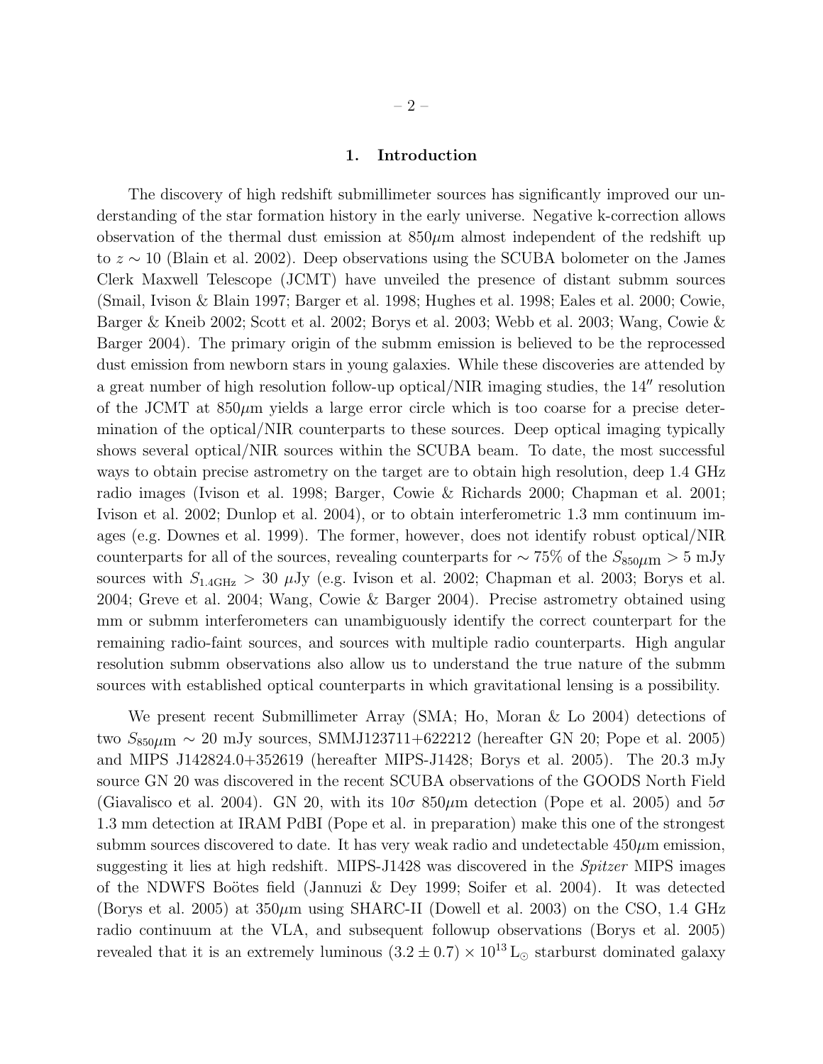## 1. Introduction

The discovery of high redshift submillimeter sources has significantly improved our understanding of the star formation history in the early universe. Negative k-correction allows observation of the thermal dust emission at 850$\mu$m almost independent of the redshift up to $z \sim 10$ (Blain et al. 2002). Deep observations using the SCUBA bolometer on the James Clerk Maxwell Telescope (JCMT) have unveiled the presence of distant submm sources (Smail, Ivison & Blain 1997; Barger et al. 1998; Hughes et al. 1998; Eales et al. 2000; Cowie, Barger & Kneib 2002; Scott et al. 2002; Borys et al. 2003; Webb et al. 2003; Wang, Cowie & Barger 2004). The primary origin of the submm emission is believed to be the reprocessed dust emission from newborn stars in young galaxies. While these discoveries are attended by a great number of high resolution follow-up optical/NIR imaging studies, the $14''$ resolution of the JCMT at 850$\mu$m yields a large error circle which is too coarse for a precise determination of the optical/NIR counterparts to these sources. Deep optical imaging typically shows several optical/NIR sources within the SCUBA beam. To date, the most successful ways to obtain precise astrometry on the target are to obtain high resolution, deep 1.4 GHz radio images (Ivison et al. 1998; Barger, Cowie & Richards 2000; Chapman et al. 2001; Ivison et al. 2002; Dunlop et al. 2004), or to obtain interferometric 1.3 mm continuum images (e.g. Downes et al. 1999). The former, however, does not identify robust optical/NIR counterparts for all of the sources, revealing counterparts for $\sim 75\%$ of the $S_{850\mu\mathrm{m}} > 5$ mJy sources with $S_{1.4\mathrm{GHz}} > 30$ $\mu$Jy (e.g. Ivison et al. 2002; Chapman et al. 2003; Borys et al. 2004; Greve et al. 2004; Wang, Cowie & Barger 2004). Precise astrometry obtained using mm or submm interferometers can unambiguously identify the correct counterpart for the remaining radio-faint sources, and sources with multiple radio counterparts. High angular resolution submm observations also allow us to understand the true nature of the submm sources with established optical counterparts in which gravitational lensing is a possibility.

We present recent Submillimeter Array (SMA; Ho, Moran & Lo 2004) detections of two $S_{850\mu\mathrm{m}} \sim 20$ mJy sources, SMMJ123711+622212 (hereafter GN 20; Pope et al. 2005) and MIPS J142824.0+352619 (hereafter MIPS-J1428; Borys et al. 2005). The 20.3 mJy source GN 20 was discovered in the recent SCUBA observations of the GOODS North Field (Giavalisco et al. 2004). GN 20, with its $10\sigma$ 850$\mu$m detection (Pope et al. 2005) and $5\sigma$ 1.3 mm detection at IRAM PdBI (Pope et al. in preparation) make this one of the strongest submm sources discovered to date. It has very weak radio and undetectable 450$\mu$m emission, suggesting it lies at high redshift. MIPS-J1428 was discovered in the *Spitzer* MIPS images of the NDWFS Boötes field (Jannuzi & Dey 1999; Soifer et al. 2004). It was detected (Borys et al. 2005) at 350$\mu$m using SHARC-II (Dowell et al. 2003) on the CSO, 1.4 GHz radio continuum at the VLA, and subsequent followup observations (Borys et al. 2005) revealed that it is an extremely luminous $(3.2 \pm 0.7) \times 10^{13}\,\mathrm{L}_{\odot}$ starburst dominated galaxy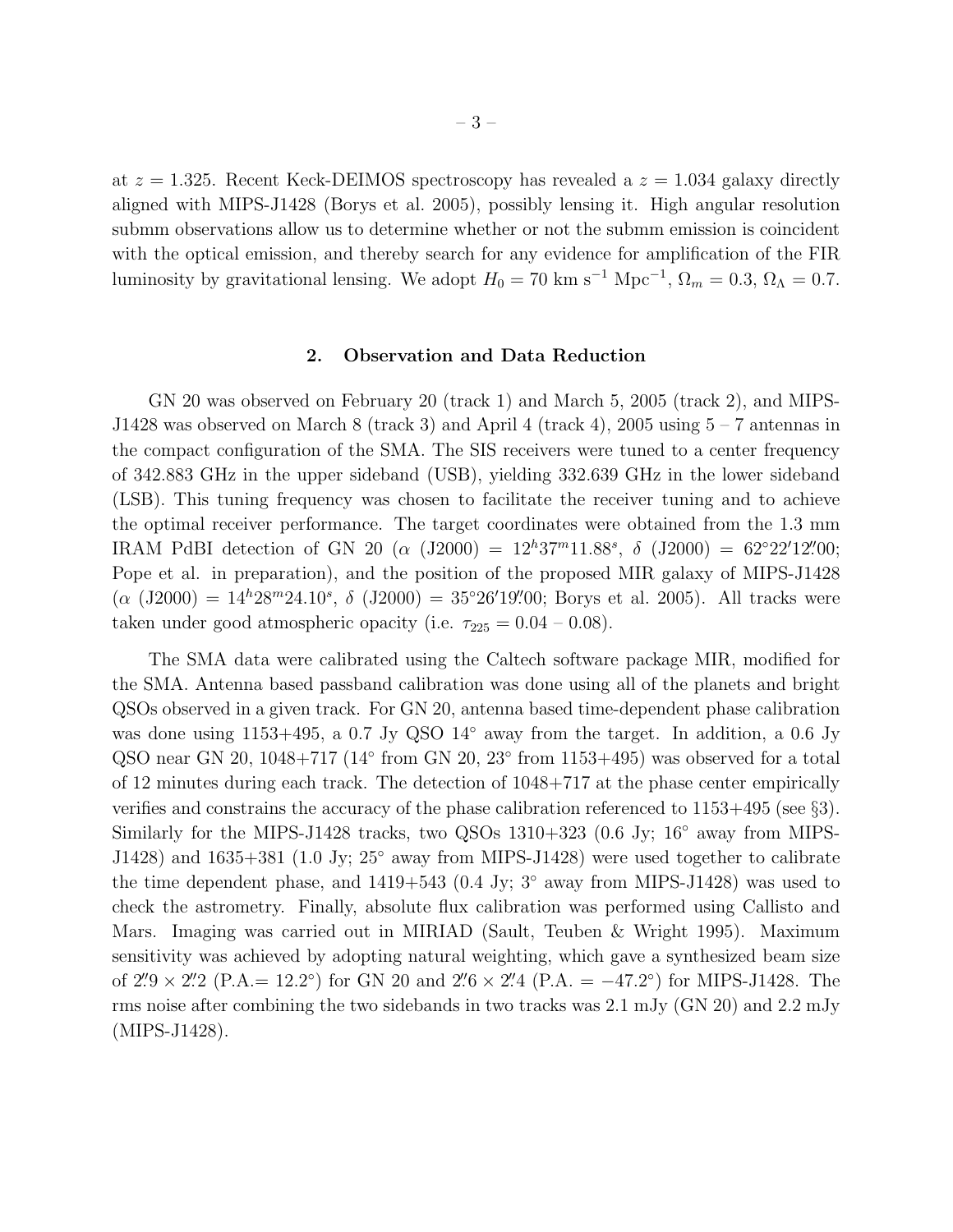at $z = 1.325$. Recent Keck-DEIMOS spectroscopy has revealed a $z = 1.034$ galaxy directly aligned with MIPS-J1428 (Borys et al. 2005), possibly lensing it. High angular resolution submm observations allow us to determine whether or not the submm emission is coincident with the optical emission, and thereby search for any evidence for amplification of the FIR luminosity by gravitational lensing. We adopt $H_0 = 70$ km s$^{-1}$ Mpc$^{-1}$, $\Omega_m = 0.3$, $\Omega_\Lambda = 0.7$.

## 2. Observation and Data Reduction

GN 20 was observed on February 20 (track 1) and March 5, 2005 (track 2), and MIPS-J1428 was observed on March 8 (track 3) and April 4 (track 4), 2005 using 5 – 7 antennas in the compact configuration of the SMA. The SIS receivers were tuned to a center frequency of 342.883 GHz in the upper sideband (USB), yielding 332.639 GHz in the lower sideband (LSB). This tuning frequency was chosen to facilitate the receiver tuning and to achieve the optimal receiver performance. The target coordinates were obtained from the 1.3 mm IRAM PdBI detection of GN 20 ($\alpha$ (J2000) = $12^h37^m11.88^s$, $\delta$ (J2000) = $62^\circ22'12''.00$; Pope et al. in preparation), and the position of the proposed MIR galaxy of MIPS-J1428 ($\alpha$ (J2000) = $14^h28^m24.10^s$, $\delta$ (J2000) = $35^\circ26'19''.00$; Borys et al. 2005). All tracks were taken under good atmospheric opacity (i.e. $\tau_{225} = 0.04$ – $0.08$).

The SMA data were calibrated using the Caltech software package MIR, modified for the SMA. Antenna based passband calibration was done using all of the planets and bright QSOs observed in a given track. For GN 20, antenna based time-dependent phase calibration was done using 1153+495, a 0.7 Jy QSO 14° away from the target. In addition, a 0.6 Jy QSO near GN 20, 1048+717 (14° from GN 20, 23° from 1153+495) was observed for a total of 12 minutes during each track. The detection of 1048+717 at the phase center empirically verifies and constrains the accuracy of the phase calibration referenced to 1153+495 (see §3). Similarly for the MIPS-J1428 tracks, two QSOs 1310+323 (0.6 Jy; 16° away from MIPS-J1428) and 1635+381 (1.0 Jy; 25° away from MIPS-J1428) were used together to calibrate the time dependent phase, and 1419+543 (0.4 Jy; 3° away from MIPS-J1428) was used to check the astrometry. Finally, absolute flux calibration was performed using Callisto and Mars. Imaging was carried out in MIRIAD (Sault, Teuben & Wright 1995). Maximum sensitivity was achieved by adopting natural weighting, which gave a synthesized beam size of $2''.9 \times 2''.2$ (P.A.= 12.2°) for GN 20 and $2''.6 \times 2''.4$ (P.A. = −47.2°) for MIPS-J1428. The rms noise after combining the two sidebands in two tracks was 2.1 mJy (GN 20) and 2.2 mJy (MIPS-J1428).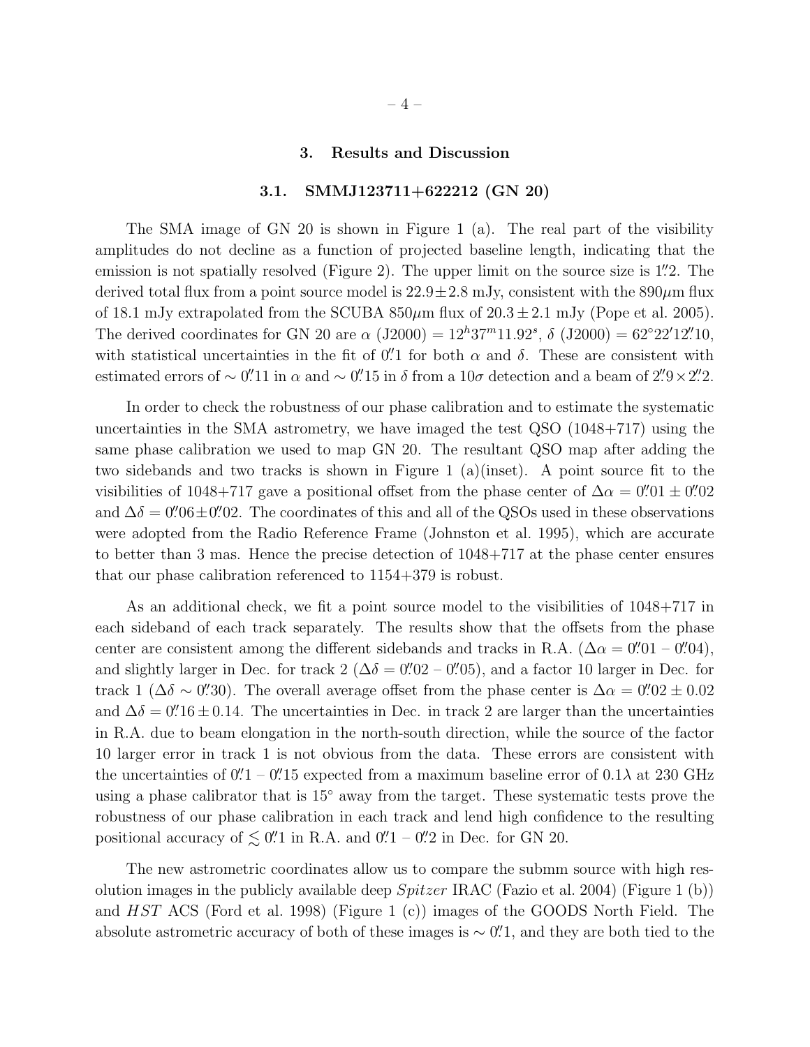## 3. Results and Discussion

### 3.1. SMMJ123711+622212 (GN 20)

The SMA image of GN 20 is shown in Figure 1 (a). The real part of the visibility amplitudes do not decline as a function of projected baseline length, indicating that the emission is not spatially resolved (Figure 2). The upper limit on the source size is $1''.2$. The derived total flux from a point source model is $22.9 \pm 2.8$ mJy, consistent with the 890$\mu$m flux of 18.1 mJy extrapolated from the SCUBA 850$\mu$m flux of $20.3 \pm 2.1$ mJy (Pope et al. 2005). The derived coordinates for GN 20 are $\alpha$ (J2000) $= 12^h37^m11.92^s$, $\delta$ (J2000) $= 62^\circ22'12''.10$, with statistical uncertainties in the fit of $0''.1$ for both $\alpha$ and $\delta$. These are consistent with estimated errors of $\sim 0''.11$ in $\alpha$ and $\sim 0''.15$ in $\delta$ from a $10\sigma$ detection and a beam of $2''.9 \times 2''.2$.

In order to check the robustness of our phase calibration and to estimate the systematic uncertainties in the SMA astrometry, we have imaged the test QSO (1048+717) using the same phase calibration we used to map GN 20. The resultant QSO map after adding the two sidebands and two tracks is shown in Figure 1 (a)(inset). A point source fit to the visibilities of 1048+717 gave a positional offset from the phase center of $\Delta\alpha = 0''.01 \pm 0''.02$ and $\Delta\delta = 0''.06 \pm 0''.02$. The coordinates of this and all of the QSOs used in these observations were adopted from the Radio Reference Frame (Johnston et al. 1995), which are accurate to better than 3 mas. Hence the precise detection of 1048+717 at the phase center ensures that our phase calibration referenced to 1154+379 is robust.

As an additional check, we fit a point source model to the visibilities of 1048+717 in each sideband of each track separately. The results show that the offsets from the phase center are consistent among the different sidebands and tracks in R.A. ($\Delta\alpha = 0''.01$ – $0''.04$), and slightly larger in Dec. for track 2 ($\Delta\delta = 0''.02$ – $0''.05$), and a factor 10 larger in Dec. for track 1 ($\Delta\delta \sim 0''.30$). The overall average offset from the phase center is $\Delta\alpha = 0''.02 \pm 0.02$ and $\Delta\delta = 0''.16 \pm 0.14$. The uncertainties in Dec. in track 2 are larger than the uncertainties in R.A. due to beam elongation in the north-south direction, while the source of the factor 10 larger error in track 1 is not obvious from the data. These errors are consistent with the uncertainties of $0''.1$ – $0''.15$ expected from a maximum baseline error of $0.1\lambda$ at 230 GHz using a phase calibrator that is $15^\circ$ away from the target. These systematic tests prove the robustness of our phase calibration in each track and lend high confidence to the resulting positional accuracy of $\lesssim 0''.1$ in R.A. and $0''.1$ – $0''.2$ in Dec. for GN 20.

The new astrometric coordinates allow us to compare the submm source with high resolution images in the publicly available deep *Spitzer* IRAC (Fazio et al. 2004) (Figure 1 (b)) and *HST* ACS (Ford et al. 1998) (Figure 1 (c)) images of the GOODS North Field. The absolute astrometric accuracy of both of these images is $\sim 0''.1$, and they are both tied to the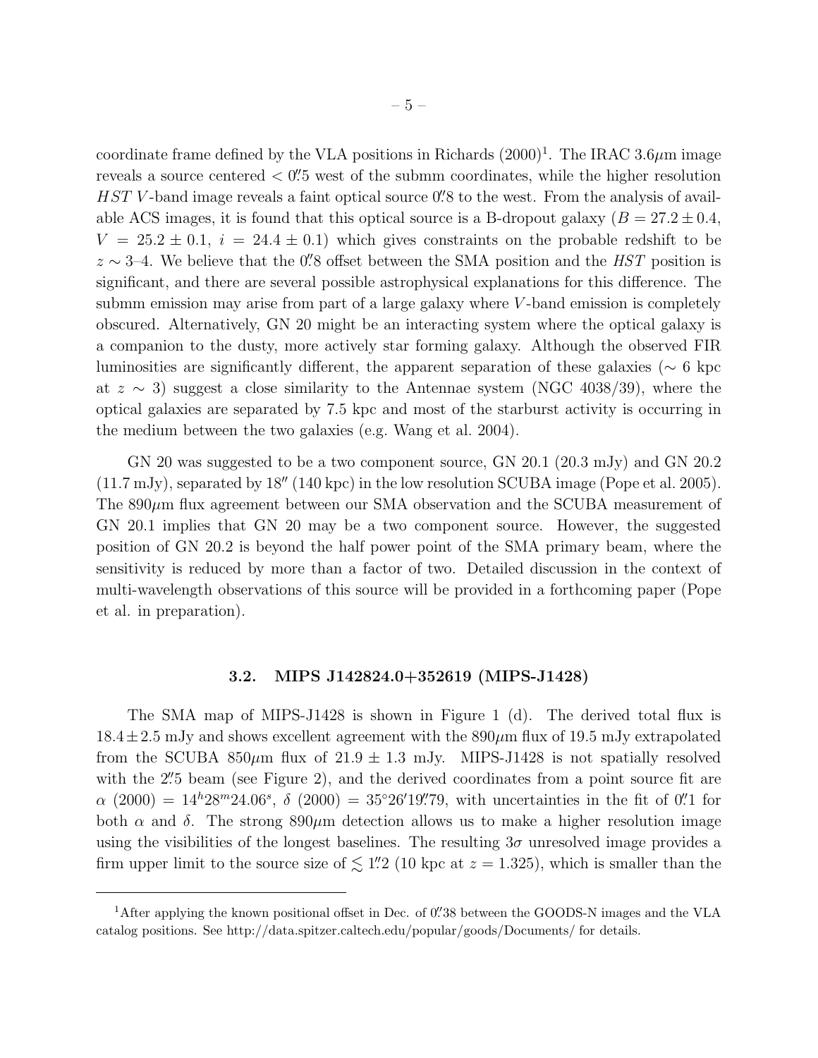coordinate frame defined by the VLA positions in Richards (2000)[1]. The IRAC 3.6$\mu$m image reveals a source centered $< 0''.5$ west of the submm coordinates, while the higher resolution *HST* $V$-band image reveals a faint optical source $0''.8$ to the west. From the analysis of available ACS images, it is found that this optical source is a B-dropout galaxy ($B = 27.2 \pm 0.4$, $V = 25.2 \pm 0.1$, $i = 24.4 \pm 0.1$) which gives constraints on the probable redshift to be $z \sim 3$–4. We believe that the $0''.8$ offset between the SMA position and the *HST* position is significant, and there are several possible astrophysical explanations for this difference. The submm emission may arise from part of a large galaxy where $V$-band emission is completely obscured. Alternatively, GN 20 might be an interacting system where the optical galaxy is a companion to the dusty, more actively star forming galaxy. Although the observed FIR luminosities are significantly different, the apparent separation of these galaxies ($\sim 6$ kpc at $z \sim 3$) suggest a close similarity to the Antennae system (NGC 4038/39), where the optical galaxies are separated by 7.5 kpc and most of the starburst activity is occurring in the medium between the two galaxies (e.g. Wang et al. 2004).

GN 20 was suggested to be a two component source, GN 20.1 (20.3 mJy) and GN 20.2 (11.7 mJy), separated by $18''$ (140 kpc) in the low resolution SCUBA image (Pope et al. 2005). The 890$\mu$m flux agreement between our SMA observation and the SCUBA measurement of GN 20.1 implies that GN 20 may be a two component source. However, the suggested position of GN 20.2 is beyond the half power point of the SMA primary beam, where the sensitivity is reduced by more than a factor of two. Detailed discussion in the context of multi-wavelength observations of this source will be provided in a forthcoming paper (Pope et al. in preparation).

### 3.2. MIPS J142824.0+352619 (MIPS-J1428)

The SMA map of MIPS-J1428 is shown in Figure 1 (d). The derived total flux is $18.4 \pm 2.5$ mJy and shows excellent agreement with the 890$\mu$m flux of 19.5 mJy extrapolated from the SCUBA 850$\mu$m flux of $21.9 \pm 1.3$ mJy. MIPS-J1428 is not spatially resolved with the $2''.5$ beam (see Figure 2), and the derived coordinates from a point source fit are $\alpha$ (2000) $= 14^h28^m24.06^s$, $\delta$ (2000) $= 35^\circ26'19''.79$, with uncertainties in the fit of $0''.1$ for both $\alpha$ and $\delta$. The strong 890$\mu$m detection allows us to make a higher resolution image using the visibilities of the longest baselines. The resulting $3\sigma$ unresolved image provides a firm upper limit to the source size of $\lesssim 1''.2$ (10 kpc at $z = 1.325$), which is smaller than the

[1] After applying the known positional offset in Dec. of $0''.38$ between the GOODS-N images and the VLA catalog positions. See http://data.spitzer.caltech.edu/popular/goods/Documents/ for details.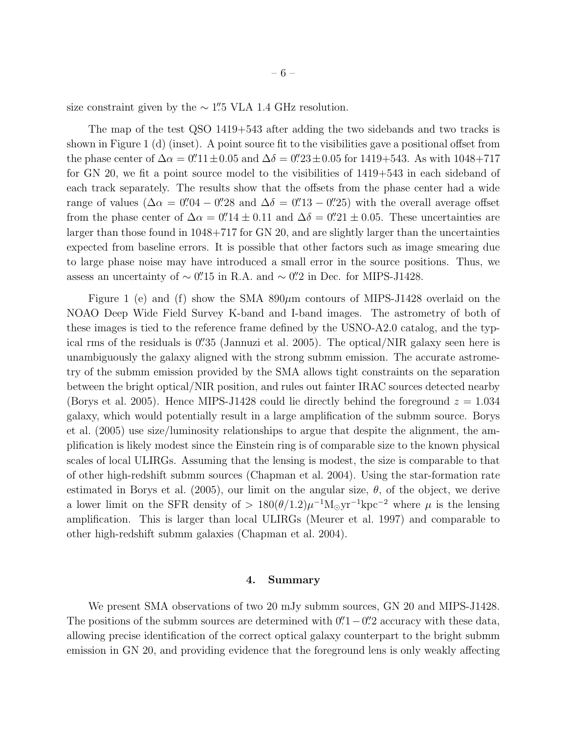size constraint given by the $\sim 1\farcs5$ VLA 1.4 GHz resolution.

The map of the test QSO 1419+543 after adding the two sidebands and two tracks is shown in Figure 1 (d) (inset). A point source fit to the visibilities gave a positional offset from the phase center of $\Delta\alpha = 0\farcs11 \pm 0.05$ and $\Delta\delta = 0\farcs23 \pm 0.05$ for 1419+543. As with 1048+717 for GN 20, we fit a point source model to the visibilities of 1419+543 in each sideband of each track separately. The results show that the offsets from the phase center had a wide range of values ($\Delta\alpha = 0\farcs04 - 0\farcs28$ and $\Delta\delta = 0\farcs13 - 0\farcs25$) with the overall average offset from the phase center of $\Delta\alpha = 0\farcs14 \pm 0.11$ and $\Delta\delta = 0\farcs21 \pm 0.05$. These uncertainties are larger than those found in 1048+717 for GN 20, and are slightly larger than the uncertainties expected from baseline errors. It is possible that other factors such as image smearing due to large phase noise may have introduced a small error in the source positions. Thus, we assess an uncertainty of $\sim 0\farcs15$ in R.A. and $\sim 0\farcs2$ in Dec. for MIPS-J1428.

Figure 1 (e) and (f) show the SMA 890$\mu$m contours of MIPS-J1428 overlaid on the NOAO Deep Wide Field Survey K-band and I-band images. The astrometry of both of these images is tied to the reference frame defined by the USNO-A2.0 catalog, and the typical rms of the residuals is $0\farcs35$ (Jannuzi et al. 2005). The optical/NIR galaxy seen here is unambiguously the galaxy aligned with the strong submm emission. The accurate astrometry of the submm emission provided by the SMA allows tight constraints on the separation between the bright optical/NIR position, and rules out fainter IRAC sources detected nearby (Borys et al. 2005). Hence MIPS-J1428 could lie directly behind the foreground $z = 1.034$ galaxy, which would potentially result in a large amplification of the submm source. Borys et al. (2005) use size/luminosity relationships to argue that despite the alignment, the amplification is likely modest since the Einstein ring is of comparable size to the known physical scales of local ULIRGs. Assuming that the lensing is modest, the size is comparable to that of other high-redshift submm sources (Chapman et al. 2004). Using the star-formation rate estimated in Borys et al. (2005), our limit on the angular size, $\theta$, of the object, we derive a lower limit on the SFR density of $> 180(\theta/1.2)\mu^{-1}\mathrm{M}_{\odot}\mathrm{yr}^{-1}\mathrm{kpc}^{-2}$ where $\mu$ is the lensing amplification. This is larger than local ULIRGs (Meurer et al. 1997) and comparable to other high-redshift submm galaxies (Chapman et al. 2004).

## 4. Summary

We present SMA observations of two 20 mJy submm sources, GN 20 and MIPS-J1428. The positions of the submm sources are determined with $0\farcs1 - 0\farcs2$ accuracy with these data, allowing precise identification of the correct optical galaxy counterpart to the bright submm emission in GN 20, and providing evidence that the foreground lens is only weakly affecting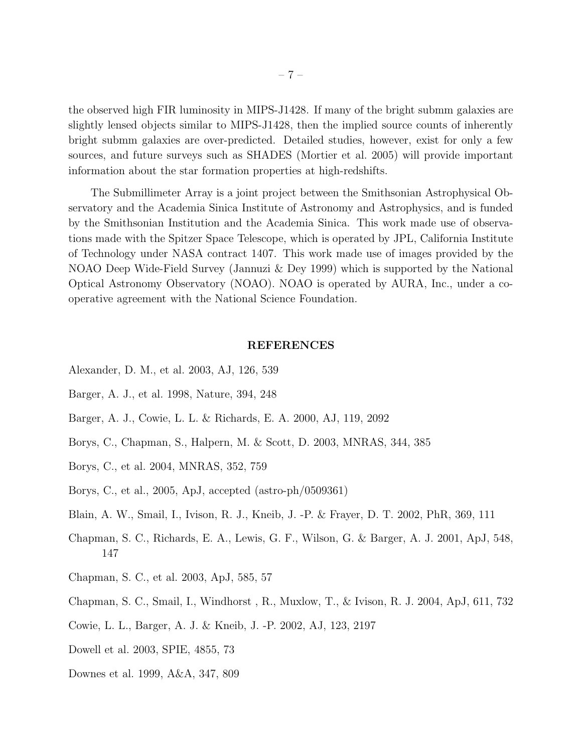the observed high FIR luminosity in MIPS-J1428. If many of the bright submm galaxies are slightly lensed objects similar to MIPS-J1428, then the implied source counts of inherently bright submm galaxies are over-predicted. Detailed studies, however, exist for only a few sources, and future surveys such as SHADES (Mortier et al. 2005) will provide important information about the star formation properties at high-redshifts.

The Submillimeter Array is a joint project between the Smithsonian Astrophysical Observatory and the Academia Sinica Institute of Astronomy and Astrophysics, and is funded by the Smithsonian Institution and the Academia Sinica. This work made use of observations made with the Spitzer Space Telescope, which is operated by JPL, California Institute of Technology under NASA contract 1407. This work made use of images provided by the NOAO Deep Wide-Field Survey (Jannuzi & Dey 1999) which is supported by the National Optical Astronomy Observatory (NOAO). NOAO is operated by AURA, Inc., under a cooperative agreement with the National Science Foundation.

## REFERENCES

Alexander, D. M., et al. 2003, AJ, 126, 539

Barger, A. J., et al. 1998, Nature, 394, 248

Barger, A. J., Cowie, L. L. & Richards, E. A. 2000, AJ, 119, 2092

Borys, C., Chapman, S., Halpern, M. & Scott, D. 2003, MNRAS, 344, 385

Borys, C., et al. 2004, MNRAS, 352, 759

Borys, C., et al., 2005, ApJ, accepted (astro-ph/0509361)

Blain, A. W., Smail, I., Ivison, R. J., Kneib, J. -P. & Frayer, D. T. 2002, PhR, 369, 111

Chapman, S. C., Richards, E. A., Lewis, G. F., Wilson, G. & Barger, A. J. 2001, ApJ, 548, 147

Chapman, S. C., et al. 2003, ApJ, 585, 57

Chapman, S. C., Smail, I., Windhorst , R., Muxlow, T., & Ivison, R. J. 2004, ApJ, 611, 732

Cowie, L. L., Barger, A. J. & Kneib, J. -P. 2002, AJ, 123, 2197

Dowell et al. 2003, SPIE, 4855, 73

Downes et al. 1999, A&A, 347, 809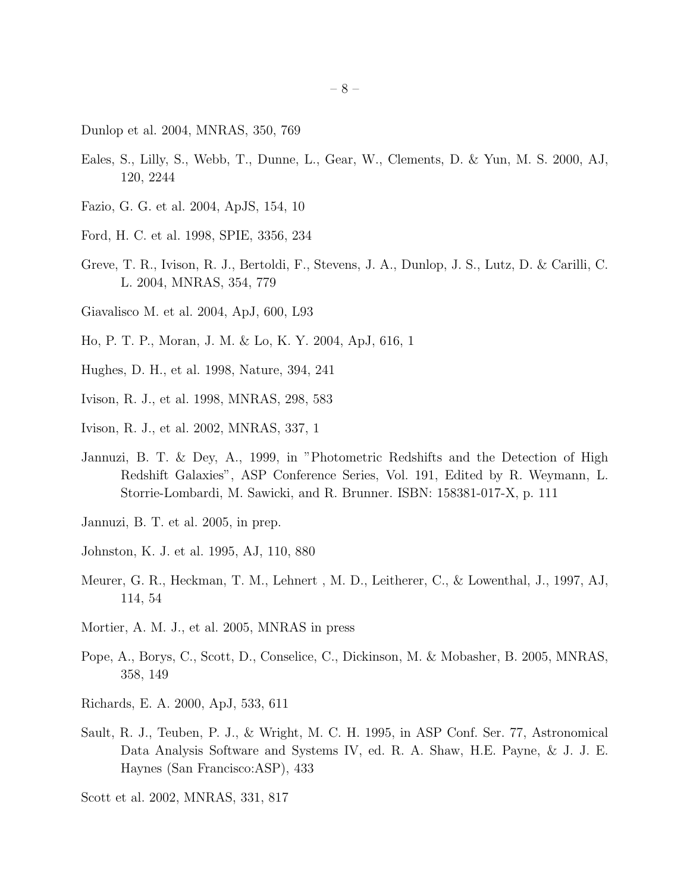Dunlop et al. 2004, MNRAS, 350, 769

Eales, S., Lilly, S., Webb, T., Dunne, L., Gear, W., Clements, D. & Yun, M. S. 2000, AJ, 120, 2244

Fazio, G. G. et al. 2004, ApJS, 154, 10

Ford, H. C. et al. 1998, SPIE, 3356, 234

Greve, T. R., Ivison, R. J., Bertoldi, F., Stevens, J. A., Dunlop, J. S., Lutz, D. & Carilli, C. L. 2004, MNRAS, 354, 779

Giavalisco M. et al. 2004, ApJ, 600, L93

Ho, P. T. P., Moran, J. M. & Lo, K. Y. 2004, ApJ, 616, 1

Hughes, D. H., et al. 1998, Nature, 394, 241

Ivison, R. J., et al. 1998, MNRAS, 298, 583

Ivison, R. J., et al. 2002, MNRAS, 337, 1

Jannuzi, B. T. & Dey, A., 1999, in "Photometric Redshifts and the Detection of High Redshift Galaxies", ASP Conference Series, Vol. 191, Edited by R. Weymann, L. Storrie-Lombardi, M. Sawicki, and R. Brunner. ISBN: 158381-017-X, p. 111

Jannuzi, B. T. et al. 2005, in prep.

Johnston, K. J. et al. 1995, AJ, 110, 880

Meurer, G. R., Heckman, T. M., Lehnert , M. D., Leitherer, C., & Lowenthal, J., 1997, AJ, 114, 54

Mortier, A. M. J., et al. 2005, MNRAS in press

Pope, A., Borys, C., Scott, D., Conselice, C., Dickinson, M. & Mobasher, B. 2005, MNRAS, 358, 149

Richards, E. A. 2000, ApJ, 533, 611

Sault, R. J., Teuben, P. J., & Wright, M. C. H. 1995, in ASP Conf. Ser. 77, Astronomical Data Analysis Software and Systems IV, ed. R. A. Shaw, H.E. Payne, & J. J. E. Haynes (San Francisco:ASP), 433

Scott et al. 2002, MNRAS, 331, 817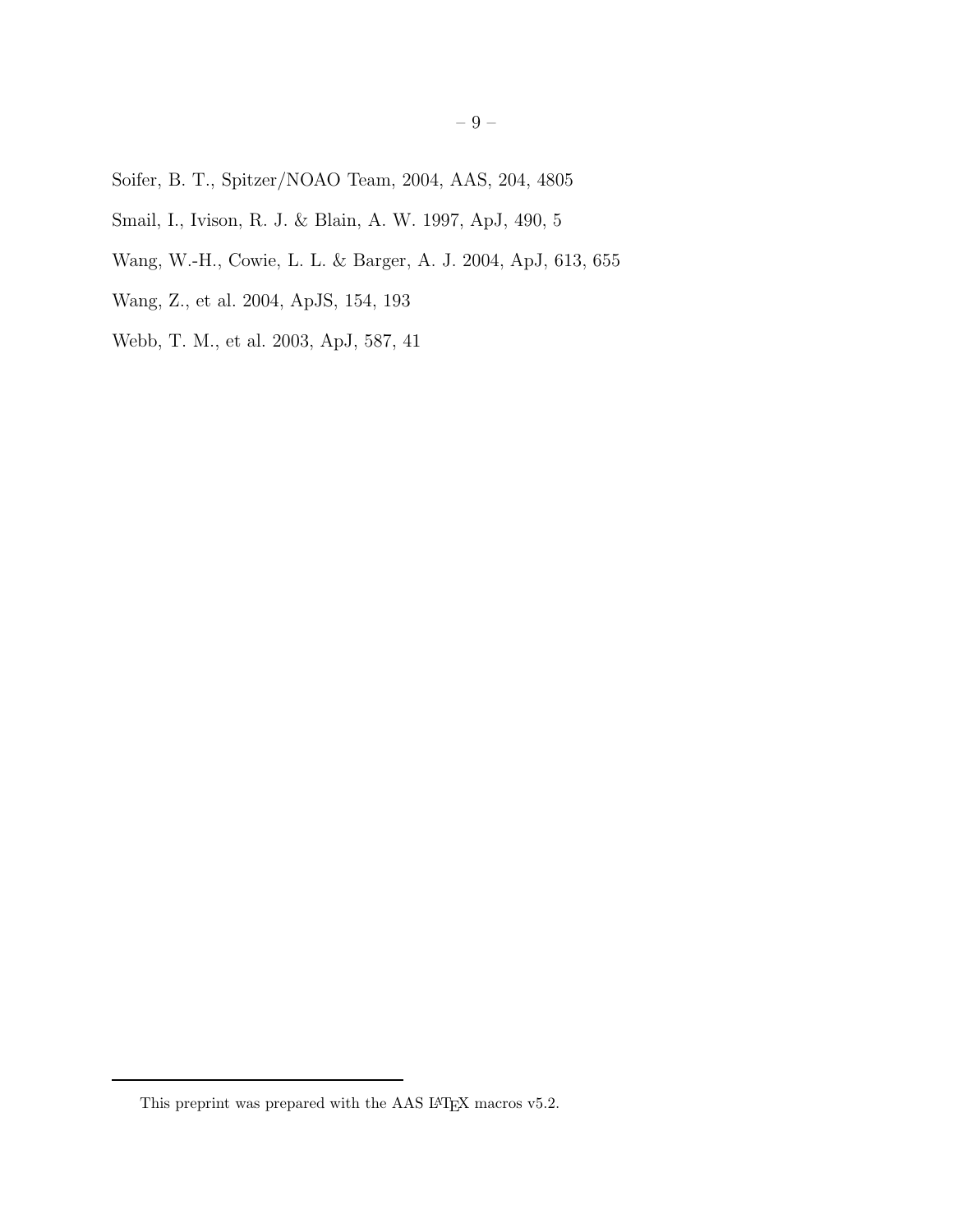Soifer, B. T., Spitzer/NOAO Team, 2004, AAS, 204, 4805

Smail, I., Ivison, R. J. & Blain, A. W. 1997, ApJ, 490, 5

Wang, W.-H., Cowie, L. L. & Barger, A. J. 2004, ApJ, 613, 655

Wang, Z., et al. 2004, ApJS, 154, 193

Webb, T. M., et al. 2003, ApJ, 587, 41

This preprint was prepared with the AAS LaTeX macros v5.2.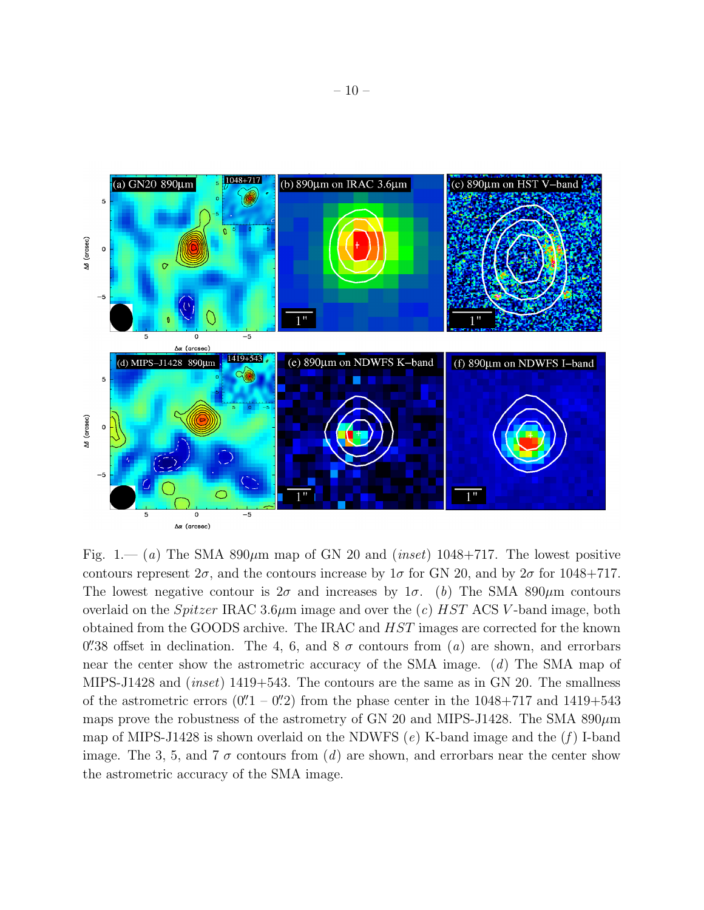Fig. 1.— (*a*) The SMA 890$\mu$m map of GN 20 and (*inset*) 1048+717. The lowest positive contours represent $2\sigma$, and the contours increase by $1\sigma$ for GN 20, and by $2\sigma$ for 1048+717. The lowest negative contour is $2\sigma$ and increases by $1\sigma$. (*b*) The SMA 890$\mu$m contours overlaid on the *Spitzer* IRAC 3.6$\mu$m image and over the (*c*) *HST* ACS *V*-band image, both obtained from the GOODS archive. The IRAC and *HST* images are corrected for the known 0.″38 offset in declination. The 4, 6, and 8 $\sigma$ contours from (*a*) are shown, and errorbars near the center show the astrometric accuracy of the SMA image. (*d*) The SMA map of MIPS-J1428 and (*inset*) 1419+543. The contours are the same as in GN 20. The smallness of the astrometric errors (0.″1 – 0.″2) from the phase center in the 1048+717 and 1419+543 maps prove the robustness of the astrometry of GN 20 and MIPS-J1428. The SMA 890$\mu$m map of MIPS-J1428 is shown overlaid on the NDWFS (*e*) K-band image and the (*f*) I-band image. The 3, 5, and 7 $\sigma$ contours from (*d*) are shown, and errorbars near the center show the astrometric accuracy of the SMA image.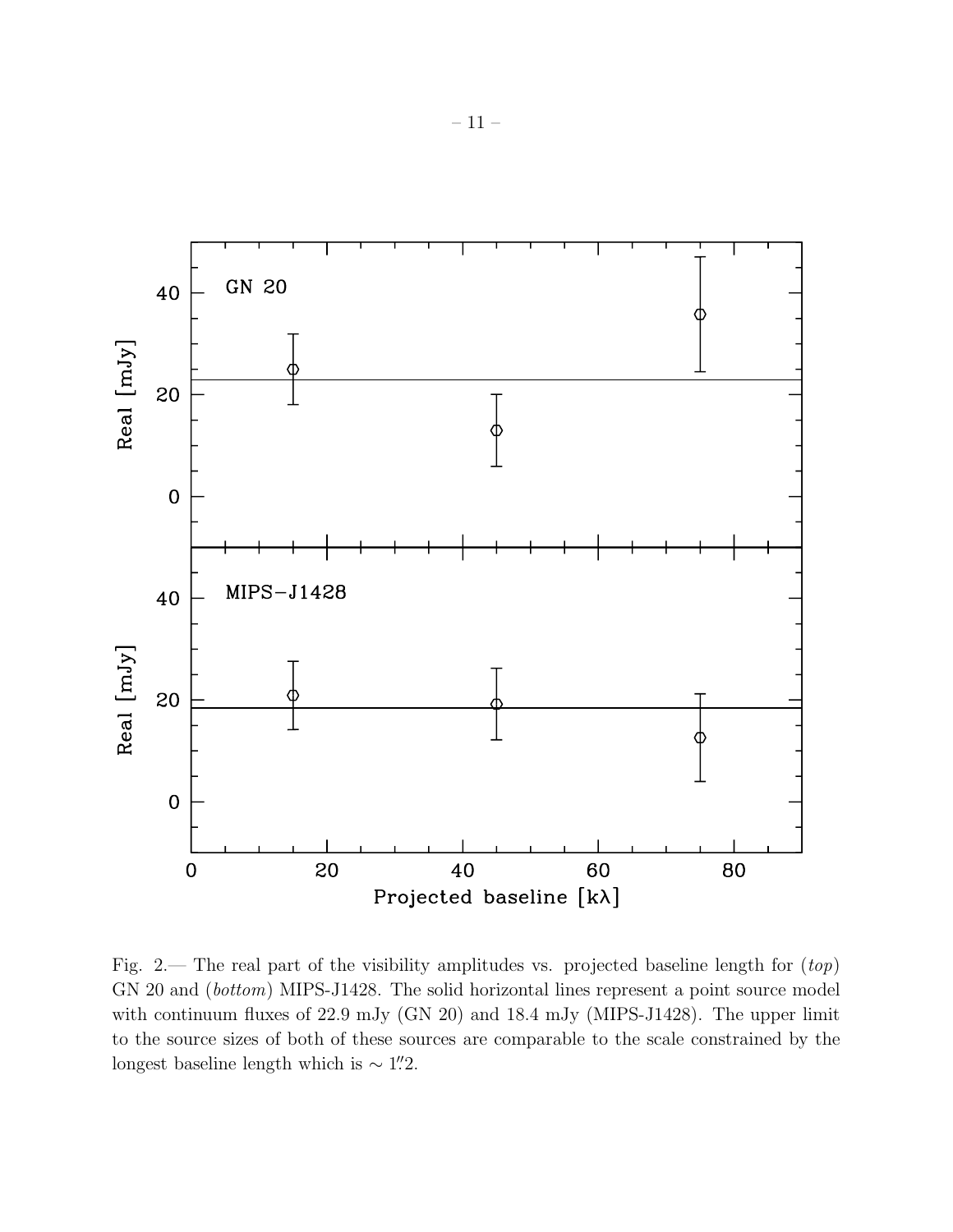GN 20

MIPS−J1428

Real [mJy]

40

20

0

Real [mJy]

40

20

0

0 20 40 60 80

Projected baseline [kλ]

Fig. 2.— The real part of the visibility amplitudes vs. projected baseline length for (*top*) GN 20 and (*bottom*) MIPS-J1428. The solid horizontal lines represent a point source model with continuum fluxes of 22.9 mJy (GN 20) and 18.4 mJy (MIPS-J1428). The upper limit to the source sizes of both of these sources are comparable to the scale constrained by the longest baseline length which is $\sim 1''.2$.